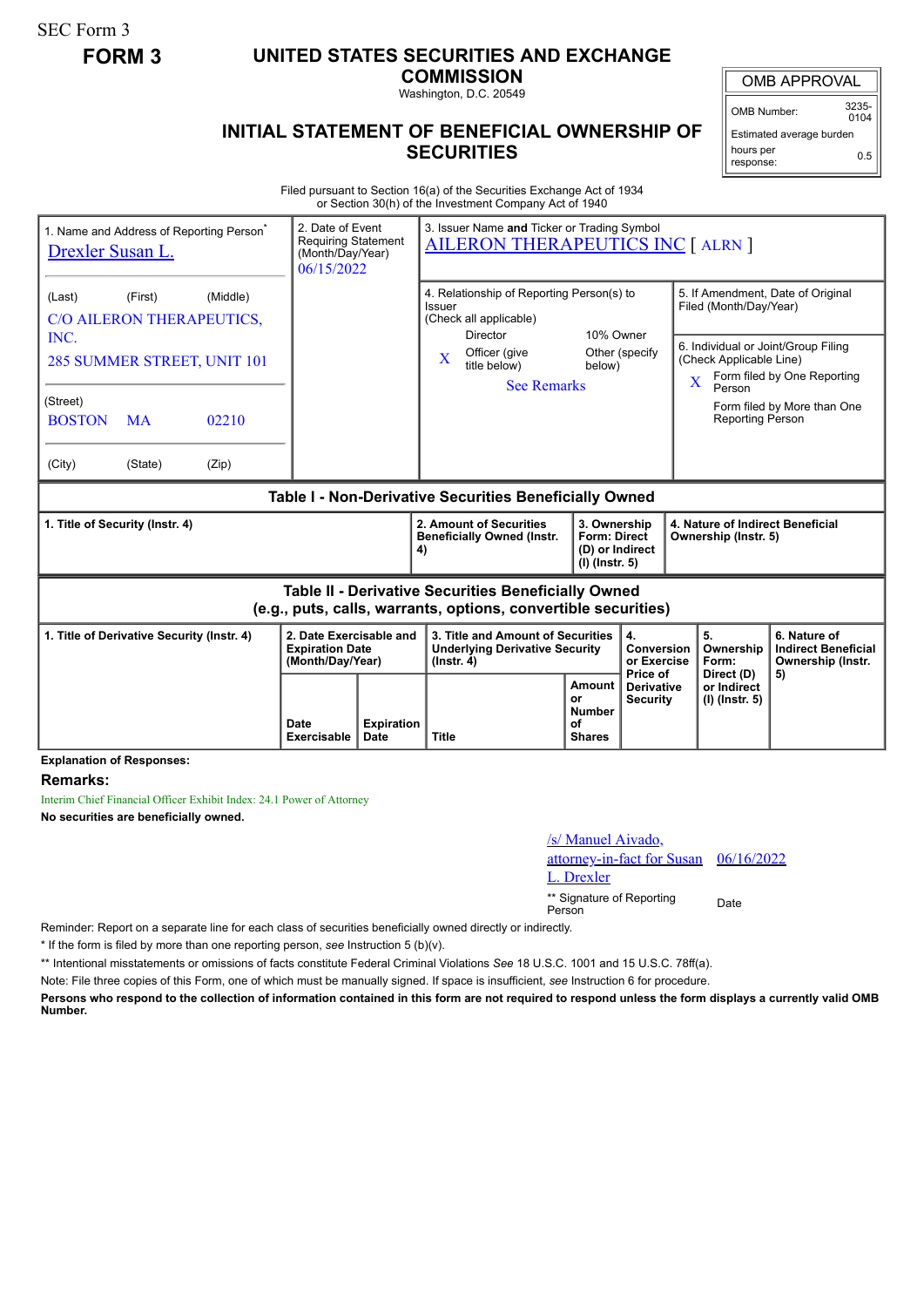SEC Form 3

**FORM 3**

# UNITED STATES SECURITIES AND EXCHANGE COMMISSION

Washington, D.C. 20549

## INITIAL STATEMENT OF BENEFICIAL OWNERSHIP OF SECURITIES

| OMB APPROVAL | |
|---|---|
| OMB Number: | 3235-0104 |
| Estimated average burden hours per response: | 0.5 |

Filed pursuant to Section 16(a) of the Securities Exchange Act of 1934 or Section 30(h) of the Investment Company Act of 1940

1. Name and Address of Reporting Person*
Drexler Susan L.

(Last) (First) (Middle)
C/O AILERON THERAPEUTICS, INC.
285 SUMMER STREET, UNIT 101

(Street)
BOSTON MA 02210

(City) (State) (Zip)

2. Date of Event Requiring Statement (Month/Day/Year)
06/15/2022

3. Issuer Name **and** Ticker or Trading Symbol
AILERON THERAPEUTICS INC [ ALRN ]

4. Relationship of Reporting Person(s) to Issuer
(Check all applicable)
Director
10% Owner
X Officer (give title below)
Other (specify below)
See Remarks

5. If Amendment, Date of Original Filed (Month/Day/Year)

6. Individual or Joint/Group Filing (Check Applicable Line)
X Form filed by One Reporting Person
Form filed by More than One Reporting Person

### Table I - Non-Derivative Securities Beneficially Owned

| 1. Title of Security (Instr. 4) | 2. Amount of Securities Beneficially Owned (Instr. 4) | 3. Ownership Form: Direct (D) or Indirect (I) (Instr. 5) | 4. Nature of Indirect Beneficial Ownership (Instr. 5) |
|---|---|---|---|

### Table II - Derivative Securities Beneficially Owned (e.g., puts, calls, warrants, options, convertible securities)

| 1. Title of Derivative Security (Instr. 4) | 2. Date Exercisable and Expiration Date (Month/Day/Year) | | 3. Title and Amount of Securities Underlying Derivative Security (Instr. 4) | | 4. Conversion or Exercise Price of Derivative Security | 5. Ownership Form: Direct (D) or Indirect (I) (Instr. 5) | 6. Nature of Indirect Beneficial Ownership (Instr. 5) |
|---|---|---|---|---|---|---|---|
| | Date Exercisable | Expiration Date | Title | Amount or Number of Shares | | | |

**Explanation of Responses:**

**Remarks:**

Interim Chief Financial Officer Exhibit Index: 24.1 Power of Attorney

**No securities are beneficially owned.**

/s/ Manuel Aivado, attorney-in-fact for Susan L. Drexler 06/16/2022

** Signature of Reporting Person Date

Reminder: Report on a separate line for each class of securities beneficially owned directly or indirectly.

* If the form is filed by more than one reporting person, *see* Instruction 5 (b)(v).

** Intentional misstatements or omissions of facts constitute Federal Criminal Violations *See* 18 U.S.C. 1001 and 15 U.S.C. 78ff(a).

Note: File three copies of this Form, one of which must be manually signed. If space is insufficient, *see* Instruction 6 for procedure.

**Persons who respond to the collection of information contained in this form are not required to respond unless the form displays a currently valid OMB Number.**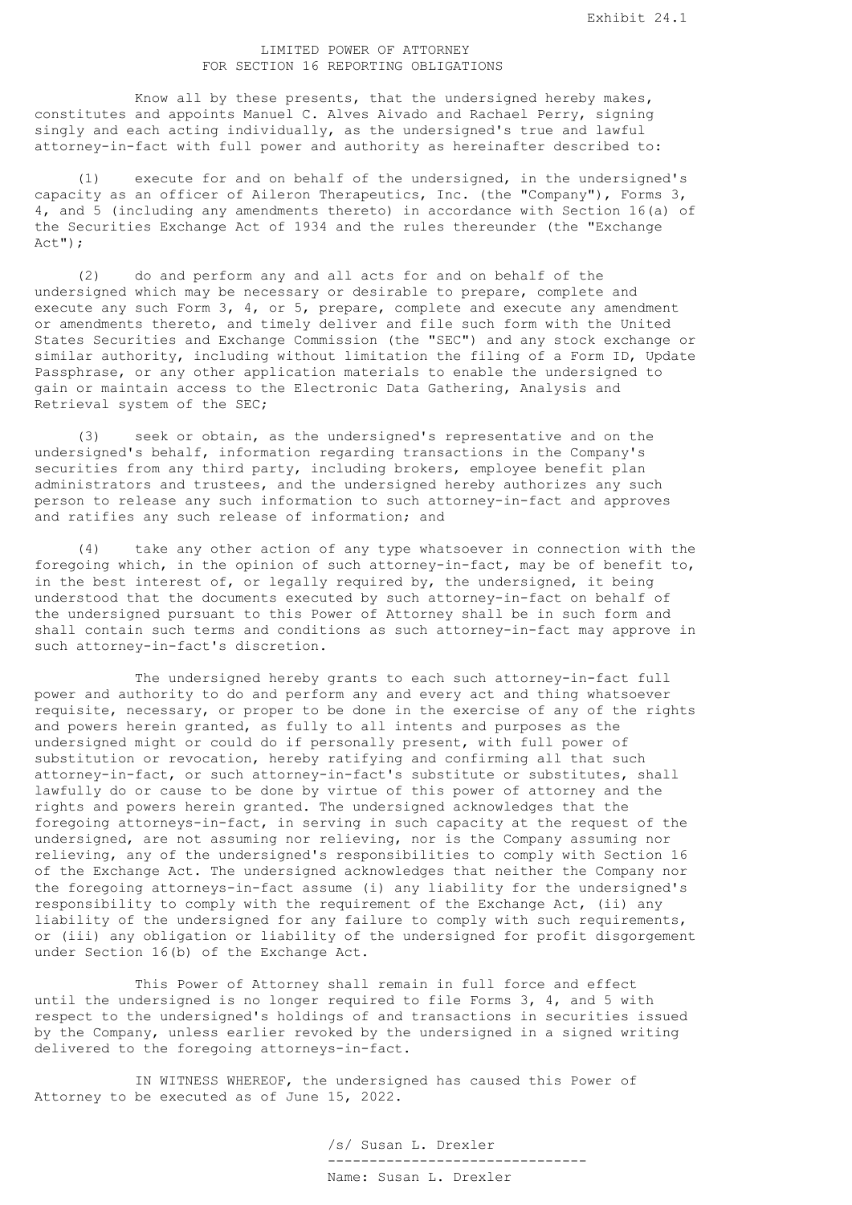Exhibit 24.1

# LIMITED POWER OF ATTORNEY FOR SECTION 16 REPORTING OBLIGATIONS

Know all by these presents, that the undersigned hereby makes, constitutes and appoints Manuel C. Alves Aivado and Rachael Perry, signing singly and each acting individually, as the undersigned's true and lawful attorney-in-fact with full power and authority as hereinafter described to:

(1) execute for and on behalf of the undersigned, in the undersigned's capacity as an officer of Aileron Therapeutics, Inc. (the "Company"), Forms 3, 4, and 5 (including any amendments thereto) in accordance with Section 16(a) of the Securities Exchange Act of 1934 and the rules thereunder (the "Exchange Act");

(2) do and perform any and all acts for and on behalf of the undersigned which may be necessary or desirable to prepare, complete and execute any such Form 3, 4, or 5, prepare, complete and execute any amendment or amendments thereto, and timely deliver and file such form with the United States Securities and Exchange Commission (the "SEC") and any stock exchange or similar authority, including without limitation the filing of a Form ID, Update Passphrase, or any other application materials to enable the undersigned to gain or maintain access to the Electronic Data Gathering, Analysis and Retrieval system of the SEC;

(3) seek or obtain, as the undersigned's representative and on the undersigned's behalf, information regarding transactions in the Company's securities from any third party, including brokers, employee benefit plan administrators and trustees, and the undersigned hereby authorizes any such person to release any such information to such attorney-in-fact and approves and ratifies any such release of information; and

(4) take any other action of any type whatsoever in connection with the foregoing which, in the opinion of such attorney-in-fact, may be of benefit to, in the best interest of, or legally required by, the undersigned, it being understood that the documents executed by such attorney-in-fact on behalf of the undersigned pursuant to this Power of Attorney shall be in such form and shall contain such terms and conditions as such attorney-in-fact may approve in such attorney-in-fact's discretion.

The undersigned hereby grants to each such attorney-in-fact full power and authority to do and perform any and every act and thing whatsoever requisite, necessary, or proper to be done in the exercise of any of the rights and powers herein granted, as fully to all intents and purposes as the undersigned might or could do if personally present, with full power of substitution or revocation, hereby ratifying and confirming all that such attorney-in-fact, or such attorney-in-fact's substitute or substitutes, shall lawfully do or cause to be done by virtue of this power of attorney and the rights and powers herein granted. The undersigned acknowledges that the foregoing attorneys-in-fact, in serving in such capacity at the request of the undersigned, are not assuming nor relieving, nor is the Company assuming nor relieving, any of the undersigned's responsibilities to comply with Section 16 of the Exchange Act. The undersigned acknowledges that neither the Company nor the foregoing attorneys-in-fact assume (i) any liability for the undersigned's responsibility to comply with the requirement of the Exchange Act, (ii) any liability of the undersigned for any failure to comply with such requirements, or (iii) any obligation or liability of the undersigned for profit disgorgement under Section 16(b) of the Exchange Act.

This Power of Attorney shall remain in full force and effect until the undersigned is no longer required to file Forms 3, 4, and 5 with respect to the undersigned's holdings of and transactions in securities issued by the Company, unless earlier revoked by the undersigned in a signed writing delivered to the foregoing attorneys-in-fact.

IN WITNESS WHEREOF, the undersigned has caused this Power of Attorney to be executed as of June 15, 2022.

/s/ Susan L. Drexler

---

Name: Susan L. Drexler